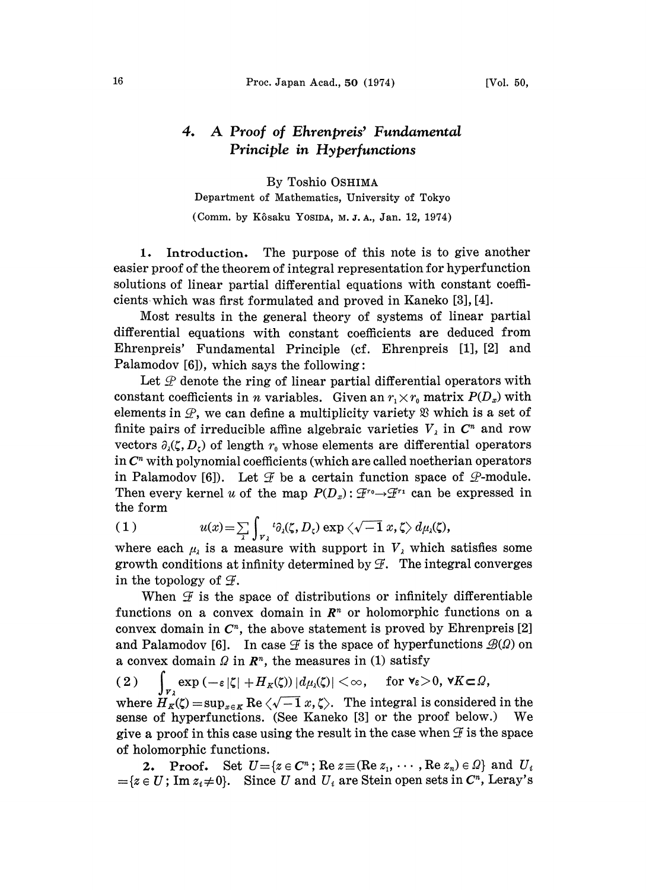# 4. A Proof of Ehrenpreis' Fundamental Principle in Hyperfunctions

By Toshio OSHIMA

Department of Mathematics, University of Tokyo

(Comm. by Kôsaku YOSIDA, M. J. A., Jan. 12, 1974)

**1. Introduction.** The purpose of this note is to give another easier proof of the theorem of integral representation for hyperfunction solutions of linear partial differential equations with constant coefficients which was first formulated and proved in Kaneko [3], [4].

Most results in the general theory of systems of linear partial differential equations with constant coefficients are deduced from Ehrenpreis' Fundamental Principle (cf. Ehrenpreis [1], [2] and Palamodov [6]), which says the following:

Let $\mathcal{P}$ denote the ring of linear partial differential operators with constant coefficients in $n$ variables. Given an $r_1 \times r_0$ matrix $P(D_x)$ with elements in $\mathcal{P}$, we can define a multiplicity variety $\mathfrak{V}$ which is a set of finite pairs of irreducible affine algebraic varieties $V_\lambda$ in $C^n$ and row vectors $\partial_\lambda(\zeta, D_\zeta)$ of length $r_0$ whose elements are differential operators in $C^n$ with polynomial coefficients (which are called noetherian operators in Palamodov [6]). Let $\mathcal{F}$ be a certain function space of $\mathcal{P}$-module. Then every kernel $u$ of the map $P(D_x): \mathcal{F}^{r_0} \to \mathcal{F}^{r_1}$ can be expressed in the form

$$(1) \qquad u(x) = \sum_\lambda \int_{V_\lambda} {}^t\partial_\lambda(\zeta, D_\zeta) \exp\langle \sqrt{-1}\, x, \zeta\rangle \, d\mu_\lambda(\zeta),$$

where each $\mu_\lambda$ is a measure with support in $V_\lambda$ which satisfies some growth conditions at infinity determined by $\mathcal{F}$. The integral converges in the topology of $\mathcal{F}$.

When $\mathcal{F}$ is the space of distributions or infinitely differentiable functions on a convex domain in $R^n$ or holomorphic functions on a convex domain in $C^n$, the above statement is proved by Ehrenpreis [2] and Palamodov [6]. In case $\mathcal{F}$ is the space of hyperfunctions $\mathcal{B}(\Omega)$ on a convex domain $\Omega$ in $R^n$, the measures in (1) satisfy

$$(2) \qquad \int_{V_\lambda} \exp(-\varepsilon|\zeta| + H_K(\zeta))\, |d\mu_\lambda(\zeta)| < \infty, \quad \text{for } \forall \varepsilon > 0,\ \forall K \subset \Omega,$$

where $H_K(\zeta) = \sup_{x \in K} \operatorname{Re}\langle \sqrt{-1}\, x, \zeta\rangle$. The integral is considered in the sense of hyperfunctions. (See Kaneko [3] or the proof below.) We give a proof in this case using the result in the case when $\mathcal{F}$ is the space of holomorphic functions.

**2. Proof.** Set $U = \{z \in C^n; \operatorname{Re} z \equiv (\operatorname{Re} z_1, \cdots, \operatorname{Re} z_n) \in \Omega\}$ and $U_i = \{z \in U; \operatorname{Im} z_i \neq 0\}$. Since $U$ and $U_i$ are Stein open sets in $C^n$, Leray's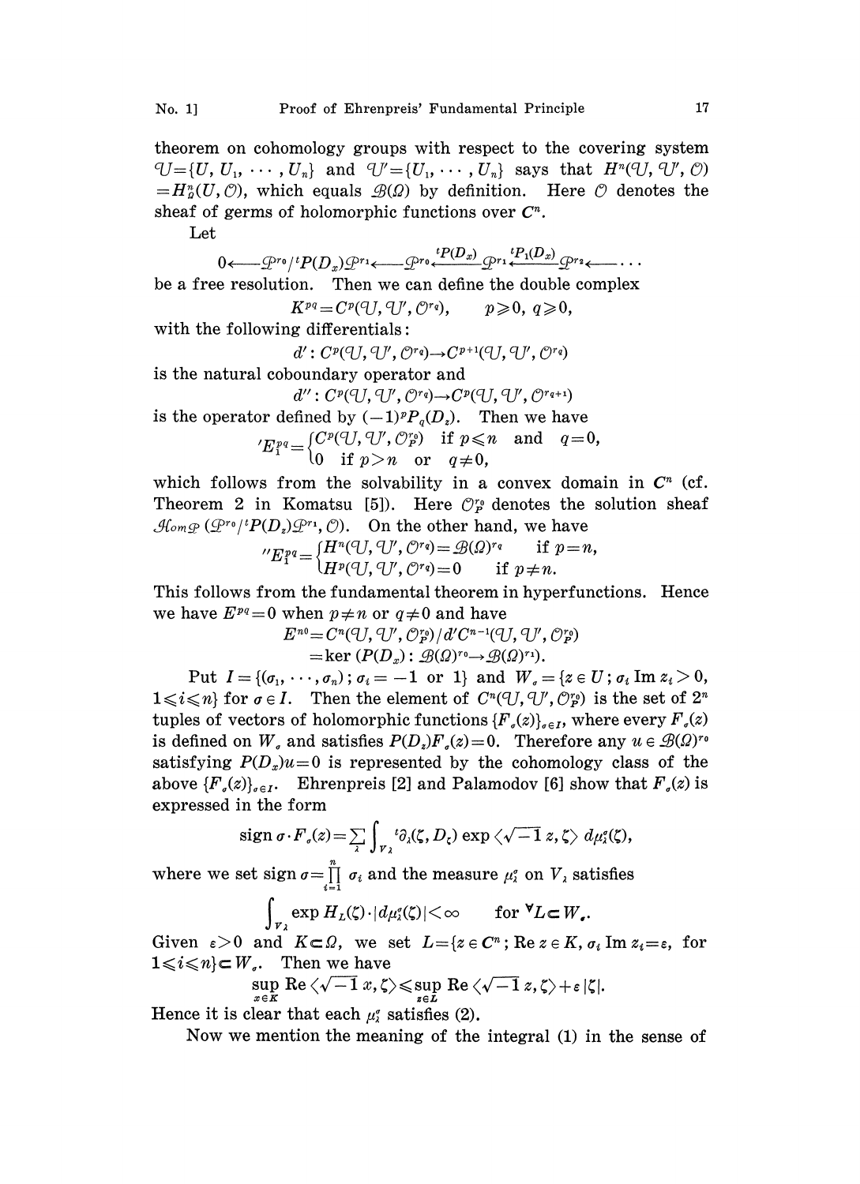theorem on cohomology groups with respect to the covering system $\mathcal{U}=\{U, U_1, \cdots, U_n\}$ and $\mathcal{U}'=\{U_1, \cdots, U_n\}$ says that $H^n(\mathcal{U}, \mathcal{U}', \mathcal{O}) = H^n_\Omega(U, \mathcal{O})$, which equals $\mathcal{B}(\Omega)$ by definition. Here $\mathcal{O}$ denotes the sheaf of germs of holomorphic functions over $C^n$.

Let

$$0 \longleftarrow \mathcal{P}^{r_0}/{}^tP(D_x)\mathcal{P}^{r_1} \longleftarrow \mathcal{P}^{r_0} \xleftarrow{{}^tP(D_x)} \mathcal{P}^{r_1} \xleftarrow{{}^tP_1(D_x)} \mathcal{P}^{r_2} \longleftarrow \cdots$$

be a free resolution. Then we can define the double complex

$$K^{pq} = C^p(\mathcal{U}, \mathcal{U}', \mathcal{O}^{r_q}), \qquad p \geqslant 0,\ q \geqslant 0,$$

with the following differentials:

$$d' : C^p(\mathcal{U}, \mathcal{U}', \mathcal{O}^{r_q}) \to C^{p+1}(\mathcal{U}, \mathcal{U}', \mathcal{O}^{r_q})$$

is the natural coboundary operator and

$$d'' : C^p(\mathcal{U}, \mathcal{U}', \mathcal{O}^{r_q}) \to C^p(\mathcal{U}, \mathcal{U}', \mathcal{O}^{r_{q+1}})$$

is the operator defined by $(-1)^p P_q(D_z)$. Then we have

$$'E_1^{pq} = \begin{cases} C^p(\mathcal{U}, \mathcal{U}', \mathcal{O}_P^{r_0}) & \text{if } p \leqslant n \text{ and } q=0, \\ 0 & \text{if } p>n \text{ or } q \neq 0, \end{cases}$$

which follows from the solvability in a convex domain in $C^n$ (cf. Theorem 2 in Komatsu [5]). Here $\mathcal{O}_P^{r_0}$ denotes the solution sheaf $\mathcal{H}om_{\mathcal{P}}(\mathcal{P}^{r_0}/{}^tP(D_z)\mathcal{P}^{r_1}, \mathcal{O})$. On the other hand, we have

$$''E_1^{pq} = \begin{cases} H^n(\mathcal{U}, \mathcal{U}', \mathcal{O}^{r_q}) = \mathcal{B}(\Omega)^{r_q} & \text{if } p=n, \\ H^p(\mathcal{U}, \mathcal{U}', \mathcal{O}^{r_q}) = 0 & \text{if } p \neq n. \end{cases}$$

This follows from the fundamental theorem in hyperfunctions. Hence we have $E^{pq}=0$ when $p \neq n$ or $q \neq 0$ and have

$$\begin{aligned} E^{n0} &= C^n(\mathcal{U}, \mathcal{U}', \mathcal{O}_P^{r_0}) / d'C^{n-1}(\mathcal{U}, \mathcal{U}', \mathcal{O}_P^{r_0}) \\ &= \ker\,(P(D_x) : \mathcal{B}(\Omega)^{r_0} \to \mathcal{B}(\Omega)^{r_1}). \end{aligned}$$

Put $I=\{(\sigma_1, \cdots, \sigma_n)\,;\, \sigma_i = -1 \text{ or } 1\}$ and $W_\sigma = \{z \in U\,;\, \sigma_i \operatorname{Im} z_i > 0, 1 \leqslant i \leqslant n\}$ for $\sigma \in I$. Then the element of $C^n(\mathcal{U}, \mathcal{U}', \mathcal{O}_P^{r_0})$ is the set of $2^n$ tuples of vectors of holomorphic functions $\{F_\sigma(z)\}_{\sigma \in I}$, where every $F_\sigma(z)$ is defined on $W_\sigma$ and satisfies $P(D_z)F_\sigma(z)=0$. Therefore any $u \in \mathcal{B}(\Omega)^{r_0}$ satisfying $P(D_x)u=0$ is represented by the cohomology class of the above $\{F_\sigma(z)\}_{\sigma \in I}$. Ehrenpreis [2] and Palamodov [6] show that $F_\sigma(z)$ is expressed in the form

$$\operatorname{sign}\sigma \cdot F_\sigma(z) = \sum_\lambda \int_{V_\lambda} {}^t\partial_\lambda(\zeta, D_\zeta) \exp\langle \sqrt{-1}\,z, \zeta\rangle\, d\mu_\lambda^\sigma(\zeta),$$

where we set $\operatorname{sign}\sigma = \prod_{i=1}^n \sigma_i$ and the measure $\mu_\lambda^\sigma$ on $V_\lambda$ satisfies

$$\int_{V_\lambda} \exp H_L(\zeta) \cdot |d\mu_\lambda^\sigma(\zeta)| < \infty \qquad \text{for } {}^\forall L \subset W_\sigma.$$

Given $\varepsilon > 0$ and $K \subset \Omega$, we set $L = \{z \in C^n\,;\, \operatorname{Re} z \in K, \sigma_i \operatorname{Im} z_i = \varepsilon, \text{ for } 1 \leqslant i \leqslant n\} \subset W_\sigma$. Then we have

$$\sup_{x \in K} \operatorname{Re}\langle \sqrt{-1}\,x, \zeta\rangle \leqslant \sup_{z \in L} \operatorname{Re}\langle \sqrt{-1}\,z, \zeta\rangle + \varepsilon|\zeta|.$$

Hence it is clear that each $\mu_\lambda^\sigma$ satisfies (2).

Now we mention the meaning of the integral (1) in the sense of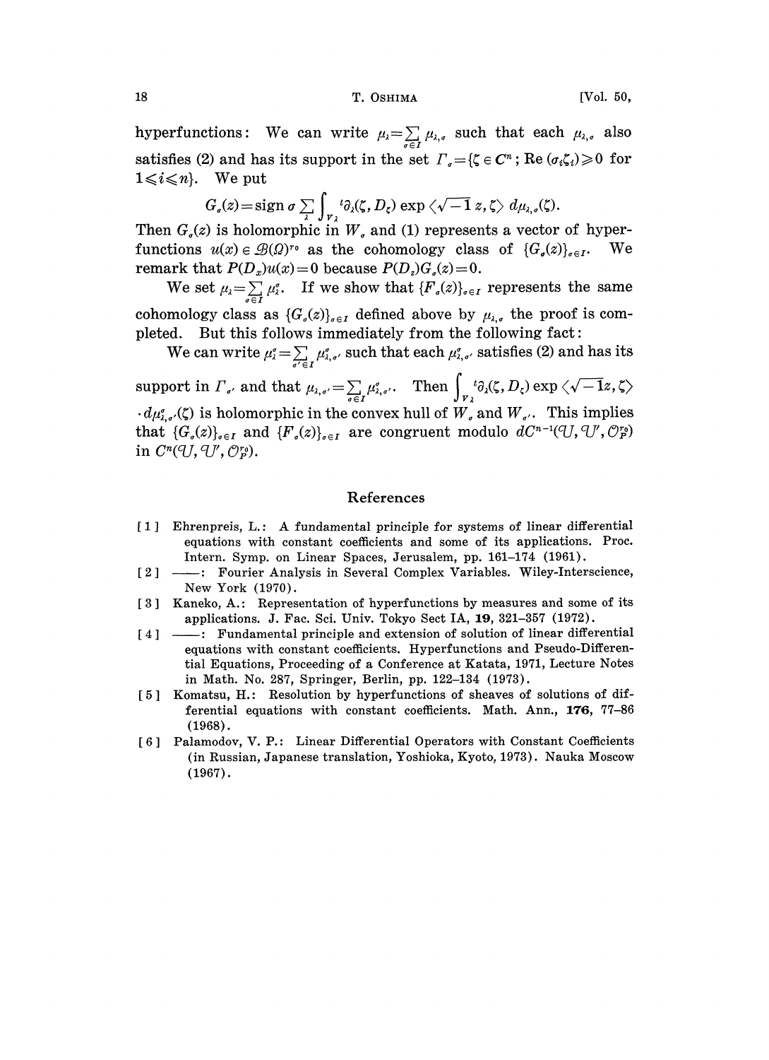hyperfunctions: We can write $\mu_\lambda = \sum_{\sigma \in I} \mu_{\lambda,\sigma}$ such that each $\mu_{\lambda,\sigma}$ also satisfies (2) and has its support in the set $\Gamma_\sigma = \{\zeta \in C^n ; \operatorname{Re}(\sigma_i \zeta_i) \geqslant 0$ for $1 \leqslant i \leqslant n\}$. We put

$$G_\sigma(z) = \operatorname{sign} \sigma \sum_\lambda \int_{V_\lambda} {}^t\partial_\lambda(\zeta, D_\zeta) \exp \langle \sqrt{-1}\, z, \zeta \rangle \, d\mu_{\lambda,\sigma}(\zeta).$$

Then $G_\sigma(z)$ is holomorphic in $W_\sigma$ and (1) represents a vector of hyperfunctions $u(x) \in \mathcal{B}(\Omega)^{r_0}$ as the cohomology class of $\{G_\sigma(z)\}_{\sigma \in I}$. We remark that $P(D_x)u(x) = 0$ because $P(D_z)G_\sigma(z) = 0$.

We set $\mu_\lambda = \sum_{\sigma \in I} \mu_\lambda^\sigma$. If we show that $\{F_\sigma(z)\}_{\sigma \in I}$ represents the same cohomology class as $\{G_\sigma(z)\}_{\sigma \in I}$ defined above by $\mu_{\lambda,\sigma}$ the proof is completed. But this follows immediately from the following fact:

We can write $\mu_\lambda^\sigma = \sum_{\sigma' \in I} \mu_{\lambda,\sigma'}^\sigma$ such that each $\mu_{\lambda,\sigma'}^\sigma$ satisfies (2) and has its support in $\Gamma_{\sigma'}$ and that $\mu_{\lambda,\sigma'} = \sum_{\sigma \in I} \mu_{\lambda,\sigma'}^\sigma$. Then $\int_{V_\lambda} {}^t\partial_\lambda(\zeta, D_\zeta) \exp \langle \sqrt{-1} z, \zeta \rangle \cdot d\mu_{\lambda,\sigma'}^\sigma(\zeta)$ is holomorphic in the convex hull of $W_\sigma$ and $W_{\sigma'}$. This implies that $\{G_\sigma(z)\}_{\sigma \in I}$ and $\{F_\sigma(z)\}_{\sigma \in I}$ are congruent modulo $dC^{n-1}(\mathcal{U}, \mathcal{U}', \mathcal{O}_P^{r_0})$ in $C^n(\mathcal{U}, \mathcal{U}', \mathcal{O}_P^{r_0})$.

## References

[1] Ehrenpreis, L.: A fundamental principle for systems of linear differential equations with constant coefficients and some of its applications. Proc. Intern. Symp. on Linear Spaces, Jerusalem, pp. 161–174 (1961).

[2] ——: Fourier Analysis in Several Complex Variables. Wiley-Interscience, New York (1970).

[3] Kaneko, A.: Representation of hyperfunctions by measures and some of its applications. J. Fac. Sci. Univ. Tokyo Sect IA, **19**, 321–357 (1972).

[4] ——: Fundamental principle and extension of solution of linear differential equations with constant coefficients. Hyperfunctions and Pseudo-Differential Equations, Proceeding of a Conference at Katata, 1971, Lecture Notes in Math. No. 287, Springer, Berlin, pp. 122–134 (1973).

[5] Komatsu, H.: Resolution by hyperfunctions of sheaves of solutions of differential equations with constant coefficients. Math. Ann., **176**, 77–86 (1968).

[6] Palamodov, V. P.: Linear Differential Operators with Constant Coefficients (in Russian, Japanese translation, Yoshioka, Kyoto, 1973). Nauka Moscow (1967).